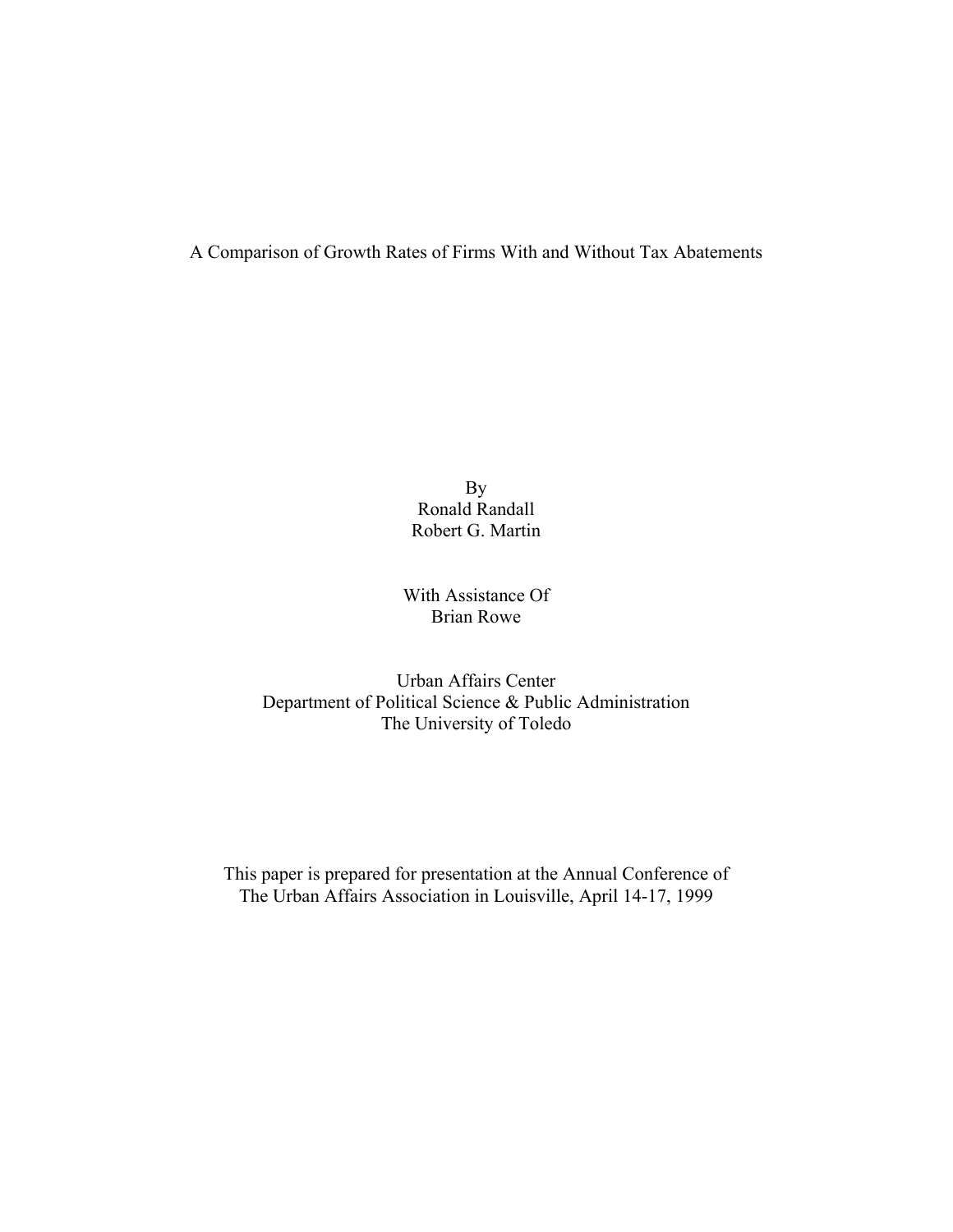# A Comparison of Growth Rates of Firms With and Without Tax Abatements

By
Ronald Randall
Robert G. Martin

With Assistance Of
Brian Rowe

Urban Affairs Center
Department of Political Science & Public Administration
The University of Toledo

This paper is prepared for presentation at the Annual Conference of
The Urban Affairs Association in Louisville, April 14-17, 1999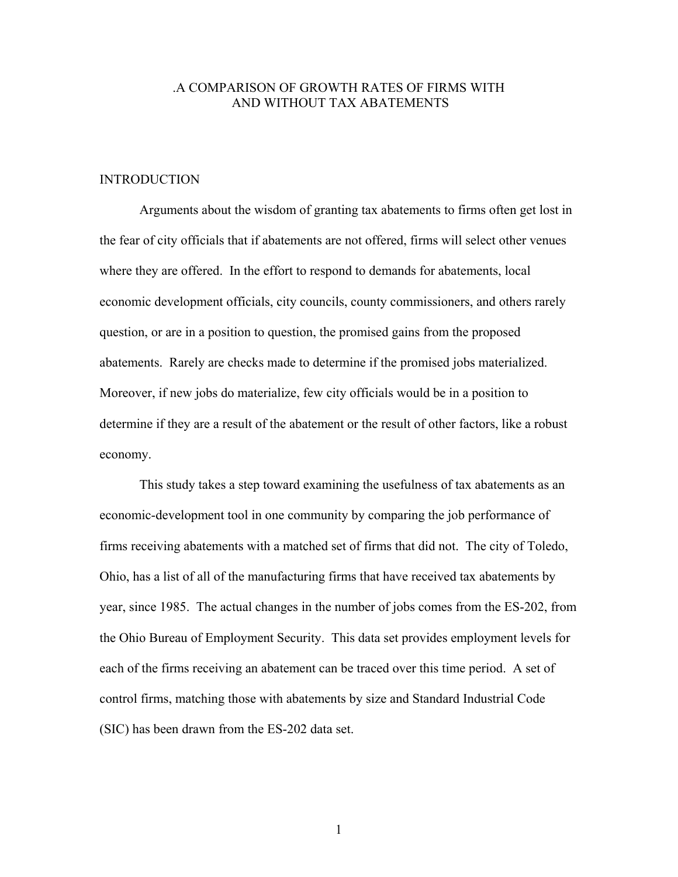# .A COMPARISON OF GROWTH RATES OF FIRMS WITH AND WITHOUT TAX ABATEMENTS

## INTRODUCTION

Arguments about the wisdom of granting tax abatements to firms often get lost in the fear of city officials that if abatements are not offered, firms will select other venues where they are offered. In the effort to respond to demands for abatements, local economic development officials, city councils, county commissioners, and others rarely question, or are in a position to question, the promised gains from the proposed abatements. Rarely are checks made to determine if the promised jobs materialized. Moreover, if new jobs do materialize, few city officials would be in a position to determine if they are a result of the abatement or the result of other factors, like a robust economy.

This study takes a step toward examining the usefulness of tax abatements as an economic-development tool in one community by comparing the job performance of firms receiving abatements with a matched set of firms that did not. The city of Toledo, Ohio, has a list of all of the manufacturing firms that have received tax abatements by year, since 1985. The actual changes in the number of jobs comes from the ES-202, from the Ohio Bureau of Employment Security. This data set provides employment levels for each of the firms receiving an abatement can be traced over this time period. A set of control firms, matching those with abatements by size and Standard Industrial Code (SIC) has been drawn from the ES-202 data set.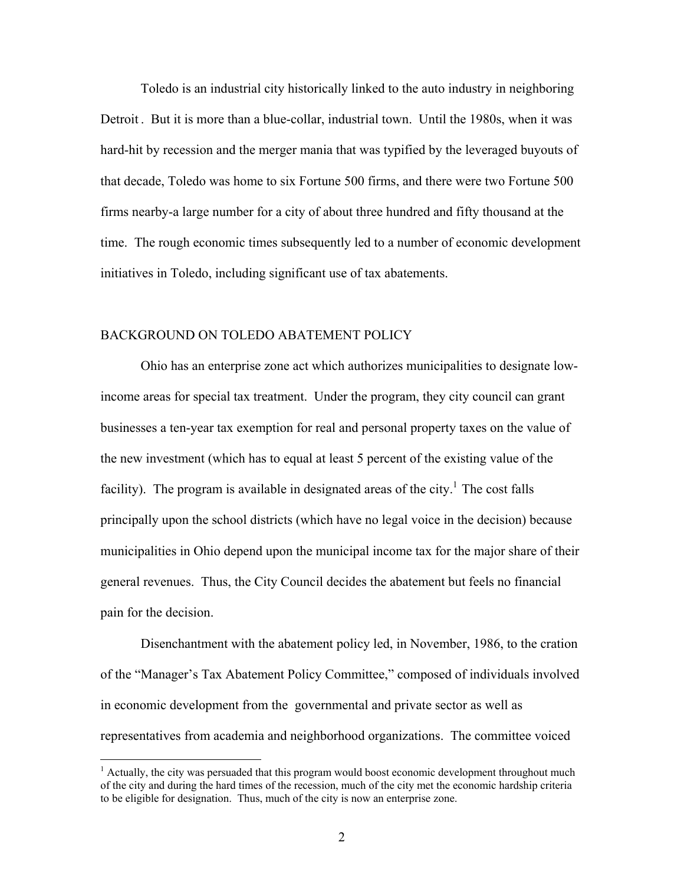Toledo is an industrial city historically linked to the auto industry in neighboring Detroit . But it is more than a blue-collar, industrial town. Until the 1980s, when it was hard-hit by recession and the merger mania that was typified by the leveraged buyouts of that decade, Toledo was home to six Fortune 500 firms, and there were two Fortune 500 firms nearby-a large number for a city of about three hundred and fifty thousand at the time. The rough economic times subsequently led to a number of economic development initiatives in Toledo, including significant use of tax abatements.

## BACKGROUND ON TOLEDO ABATEMENT POLICY

Ohio has an enterprise zone act which authorizes municipalities to designate low-income areas for special tax treatment. Under the program, they city council can grant businesses a ten-year tax exemption for real and personal property taxes on the value of the new investment (which has to equal at least 5 percent of the existing value of the facility). The program is available in designated areas of the city.[1] The cost falls principally upon the school districts (which have no legal voice in the decision) because municipalities in Ohio depend upon the municipal income tax for the major share of their general revenues. Thus, the City Council decides the abatement but feels no financial pain for the decision.

Disenchantment with the abatement policy led, in November, 1986, to the cration of the "Manager's Tax Abatement Policy Committee," composed of individuals involved in economic development from the governmental and private sector as well as representatives from academia and neighborhood organizations. The committee voiced

[1] Actually, the city was persuaded that this program would boost economic development throughout much of the city and during the hard times of the recession, much of the city met the economic hardship criteria to be eligible for designation. Thus, much of the city is now an enterprise zone.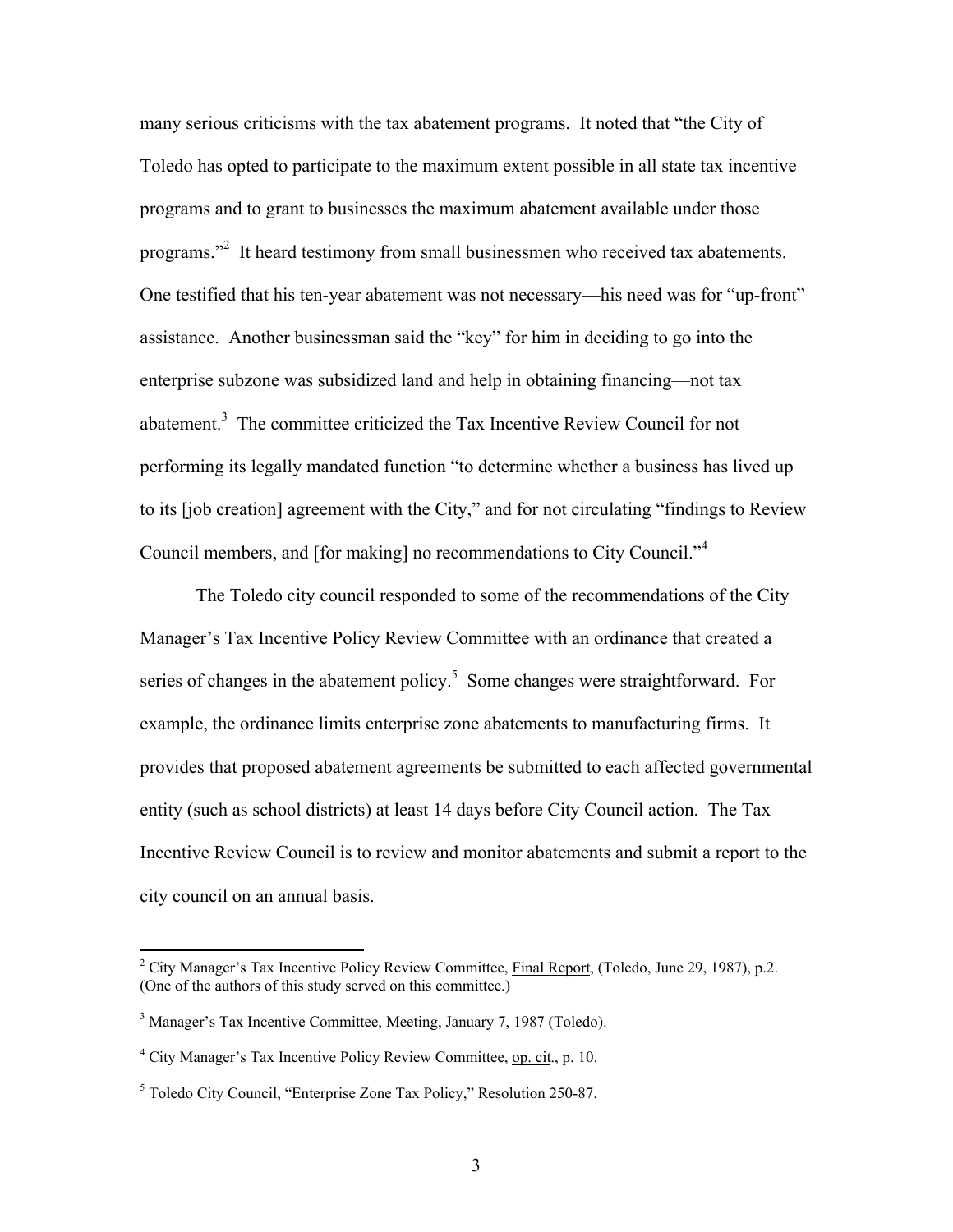many serious criticisms with the tax abatement programs. It noted that "the City of Toledo has opted to participate to the maximum extent possible in all state tax incentive programs and to grant to businesses the maximum abatement available under those programs."[2] It heard testimony from small businessmen who received tax abatements. One testified that his ten-year abatement was not necessary—his need was for "up-front" assistance. Another businessman said the "key" for him in deciding to go into the enterprise subzone was subsidized land and help in obtaining financing—not tax abatement.[3] The committee criticized the Tax Incentive Review Council for not performing its legally mandated function "to determine whether a business has lived up to its [job creation] agreement with the City," and for not circulating "findings to Review Council members, and [for making] no recommendations to City Council."[4]

The Toledo city council responded to some of the recommendations of the City Manager's Tax Incentive Policy Review Committee with an ordinance that created a series of changes in the abatement policy.[5] Some changes were straightforward. For example, the ordinance limits enterprise zone abatements to manufacturing firms. It provides that proposed abatement agreements be submitted to each affected governmental entity (such as school districts) at least 14 days before City Council action. The Tax Incentive Review Council is to review and monitor abatements and submit a report to the city council on an annual basis.

---

[2] City Manager's Tax Incentive Policy Review Committee, Final Report, (Toledo, June 29, 1987), p.2. (One of the authors of this study served on this committee.)

[3] Manager's Tax Incentive Committee, Meeting, January 7, 1987 (Toledo).

[4] City Manager's Tax Incentive Policy Review Committee, op. cit., p. 10.

[5] Toledo City Council, "Enterprise Zone Tax Policy," Resolution 250-87.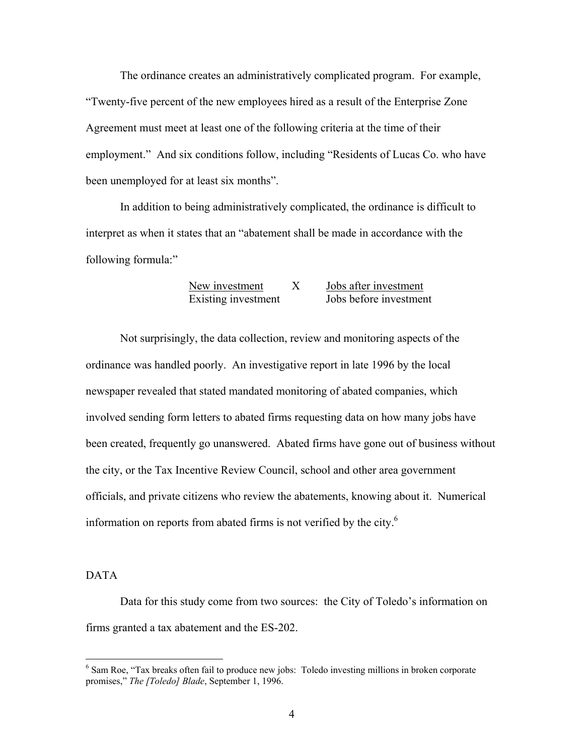The ordinance creates an administratively complicated program. For example, "Twenty-five percent of the new employees hired as a result of the Enterprise Zone Agreement must meet at least one of the following criteria at the time of their employment." And six conditions follow, including "Residents of Lucas Co. who have been unemployed for at least six months".

In addition to being administratively complicated, the ordinance is difficult to interpret as when it states that an "abatement shall be made in accordance with the following formula:"

$$\frac{\text{New investment}}{\text{Existing investment}} \quad \text{X} \quad \frac{\text{Jobs after investment}}{\text{Jobs before investment}}$$

Not surprisingly, the data collection, review and monitoring aspects of the ordinance was handled poorly. An investigative report in late 1996 by the local newspaper revealed that stated mandated monitoring of abated companies, which involved sending form letters to abated firms requesting data on how many jobs have been created, frequently go unanswered. Abated firms have gone out of business without the city, or the Tax Incentive Review Council, school and other area government officials, and private citizens who review the abatements, knowing about it. Numerical information on reports from abated firms is not verified by the city.[6]

## DATA

Data for this study come from two sources: the City of Toledo's information on firms granted a tax abatement and the ES-202.

[6] Sam Roe, "Tax breaks often fail to produce new jobs: Toledo investing millions in broken corporate promises," *The [Toledo] Blade*, September 1, 1996.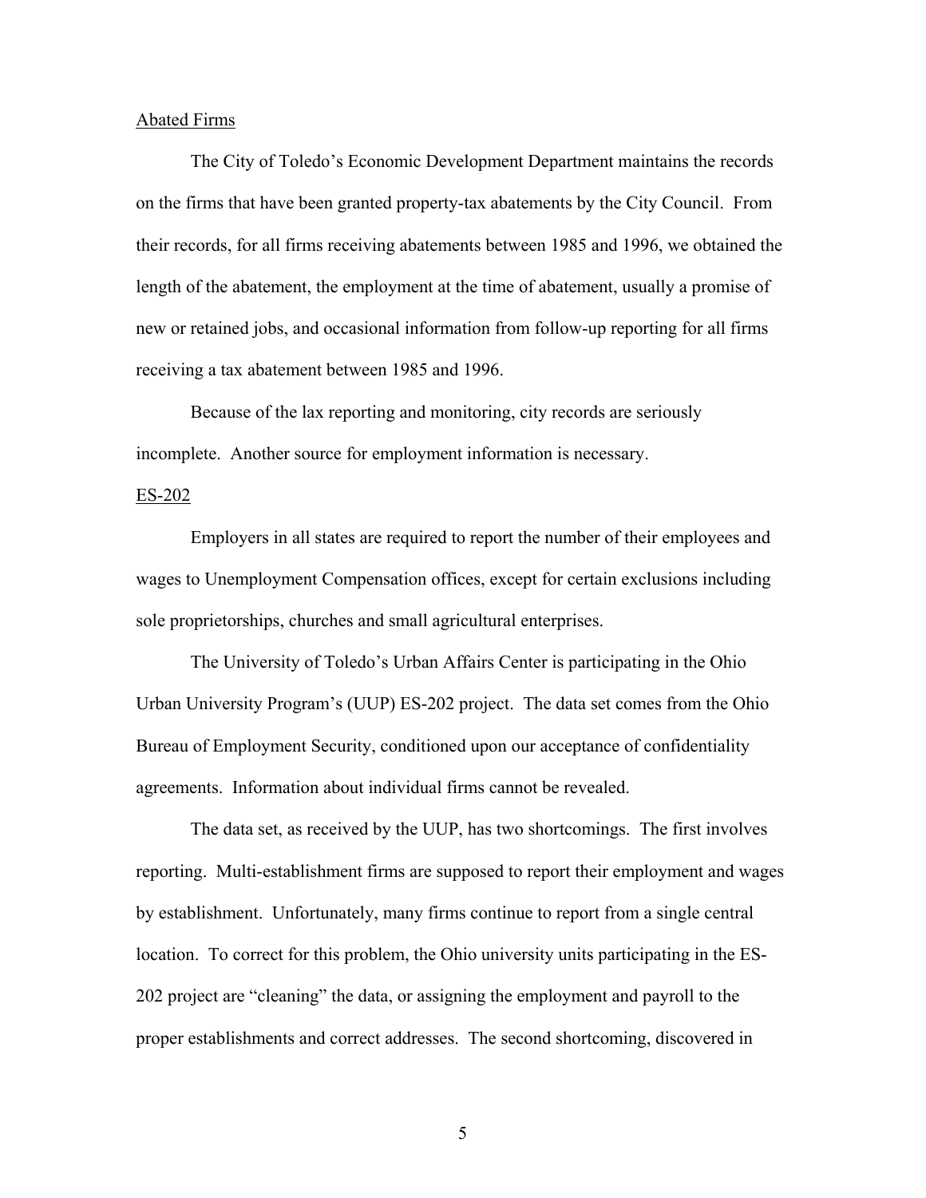Abated Firms

The City of Toledo's Economic Development Department maintains the records on the firms that have been granted property-tax abatements by the City Council. From their records, for all firms receiving abatements between 1985 and 1996, we obtained the length of the abatement, the employment at the time of abatement, usually a promise of new or retained jobs, and occasional information from follow-up reporting for all firms receiving a tax abatement between 1985 and 1996.

Because of the lax reporting and monitoring, city records are seriously incomplete. Another source for employment information is necessary.

ES-202

Employers in all states are required to report the number of their employees and wages to Unemployment Compensation offices, except for certain exclusions including sole proprietorships, churches and small agricultural enterprises.

The University of Toledo's Urban Affairs Center is participating in the Ohio Urban University Program's (UUP) ES-202 project. The data set comes from the Ohio Bureau of Employment Security, conditioned upon our acceptance of confidentiality agreements. Information about individual firms cannot be revealed.

The data set, as received by the UUP, has two shortcomings. The first involves reporting. Multi-establishment firms are supposed to report their employment and wages by establishment. Unfortunately, many firms continue to report from a single central location. To correct for this problem, the Ohio university units participating in the ES-202 project are "cleaning" the data, or assigning the employment and payroll to the proper establishments and correct addresses. The second shortcoming, discovered in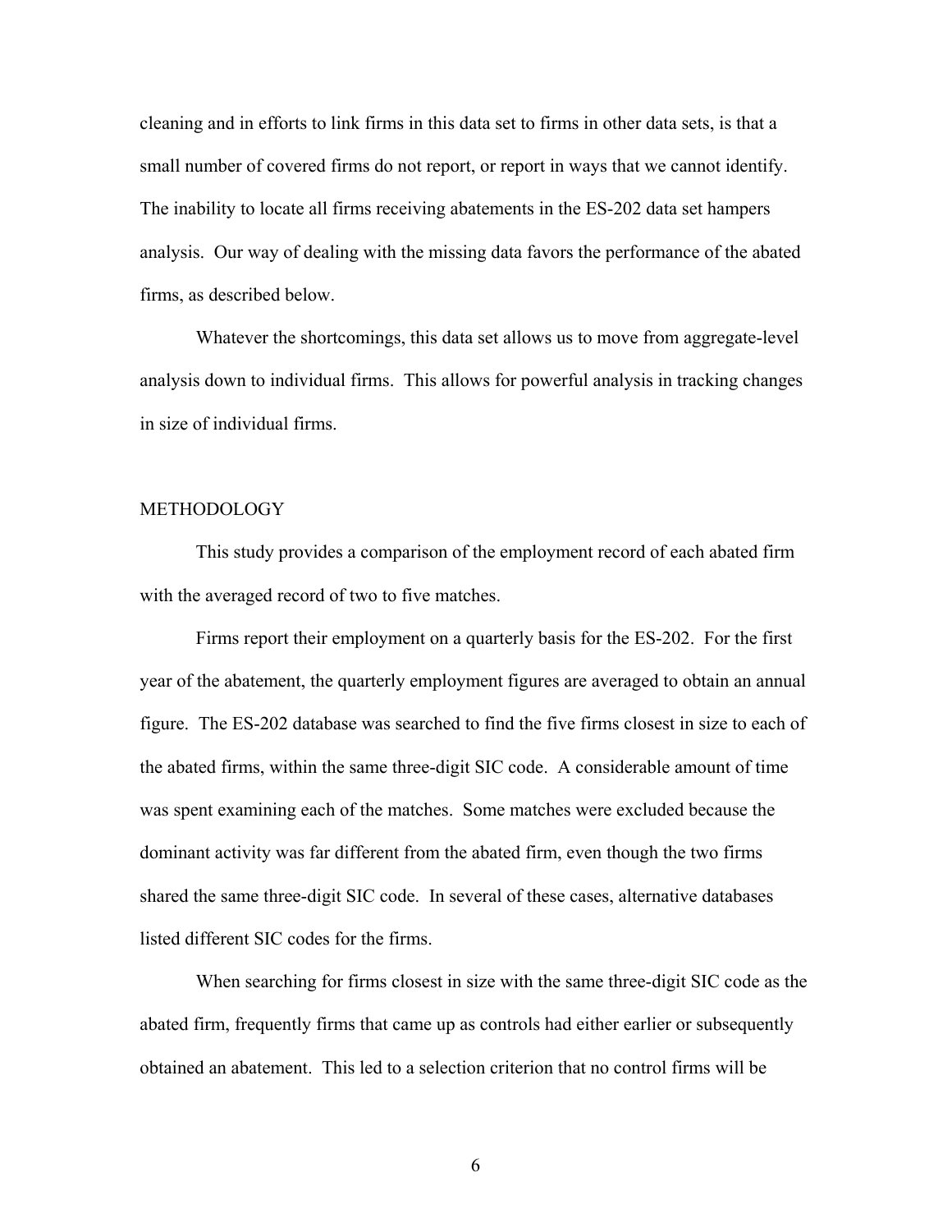cleaning and in efforts to link firms in this data set to firms in other data sets, is that a small number of covered firms do not report, or report in ways that we cannot identify. The inability to locate all firms receiving abatements in the ES-202 data set hampers analysis. Our way of dealing with the missing data favors the performance of the abated firms, as described below.

Whatever the shortcomings, this data set allows us to move from aggregate-level analysis down to individual firms. This allows for powerful analysis in tracking changes in size of individual firms.

## METHODOLOGY

This study provides a comparison of the employment record of each abated firm with the averaged record of two to five matches.

Firms report their employment on a quarterly basis for the ES-202. For the first year of the abatement, the quarterly employment figures are averaged to obtain an annual figure. The ES-202 database was searched to find the five firms closest in size to each of the abated firms, within the same three-digit SIC code. A considerable amount of time was spent examining each of the matches. Some matches were excluded because the dominant activity was far different from the abated firm, even though the two firms shared the same three-digit SIC code. In several of these cases, alternative databases listed different SIC codes for the firms.

When searching for firms closest in size with the same three-digit SIC code as the abated firm, frequently firms that came up as controls had either earlier or subsequently obtained an abatement. This led to a selection criterion that no control firms will be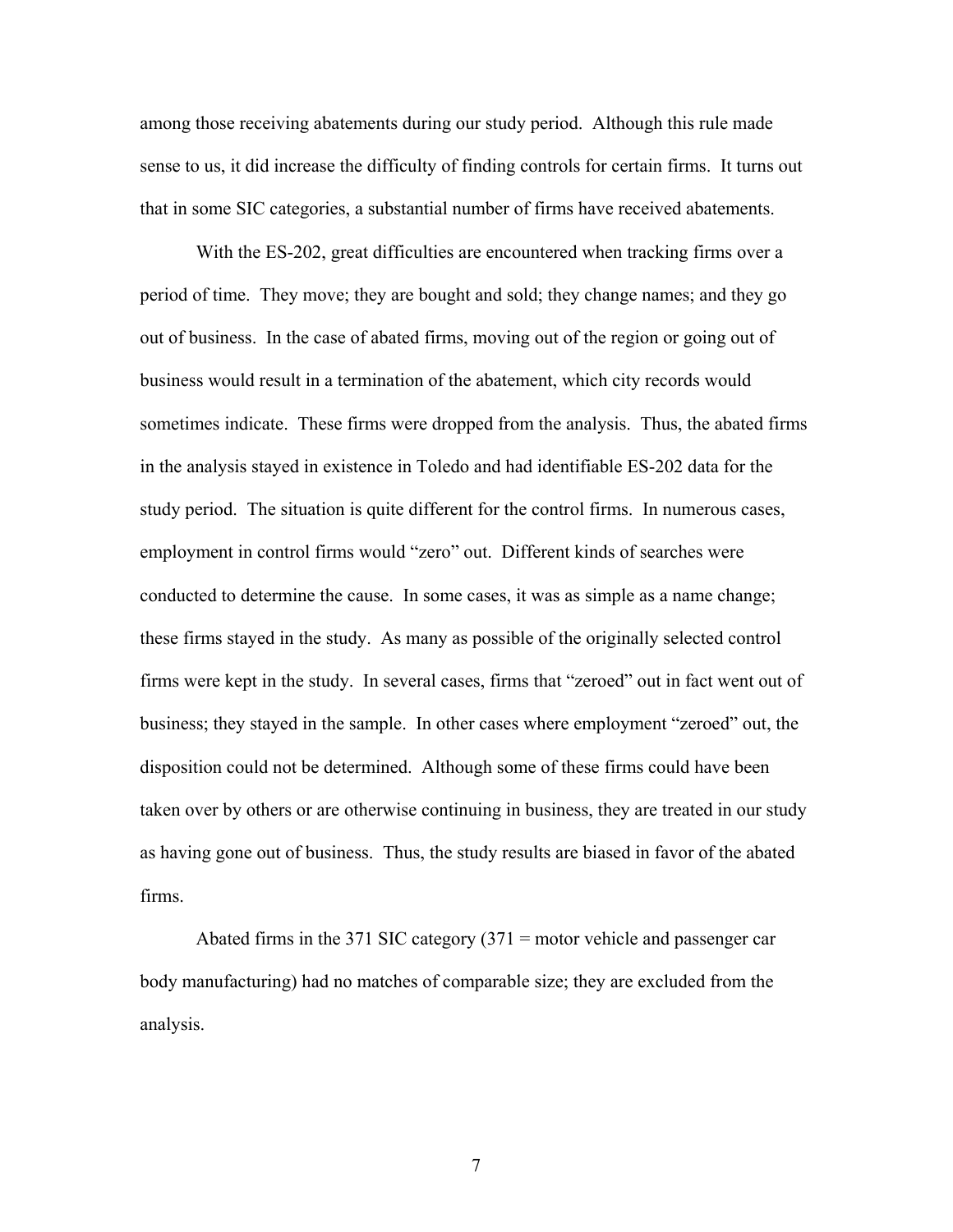among those receiving abatements during our study period. Although this rule made sense to us, it did increase the difficulty of finding controls for certain firms. It turns out that in some SIC categories, a substantial number of firms have received abatements.

With the ES-202, great difficulties are encountered when tracking firms over a period of time. They move; they are bought and sold; they change names; and they go out of business. In the case of abated firms, moving out of the region or going out of business would result in a termination of the abatement, which city records would sometimes indicate. These firms were dropped from the analysis. Thus, the abated firms in the analysis stayed in existence in Toledo and had identifiable ES-202 data for the study period. The situation is quite different for the control firms. In numerous cases, employment in control firms would "zero" out. Different kinds of searches were conducted to determine the cause. In some cases, it was as simple as a name change; these firms stayed in the study. As many as possible of the originally selected control firms were kept in the study. In several cases, firms that "zeroed" out in fact went out of business; they stayed in the sample. In other cases where employment "zeroed" out, the disposition could not be determined. Although some of these firms could have been taken over by others or are otherwise continuing in business, they are treated in our study as having gone out of business. Thus, the study results are biased in favor of the abated firms.

Abated firms in the 371 SIC category (371 = motor vehicle and passenger car body manufacturing) had no matches of comparable size; they are excluded from the analysis.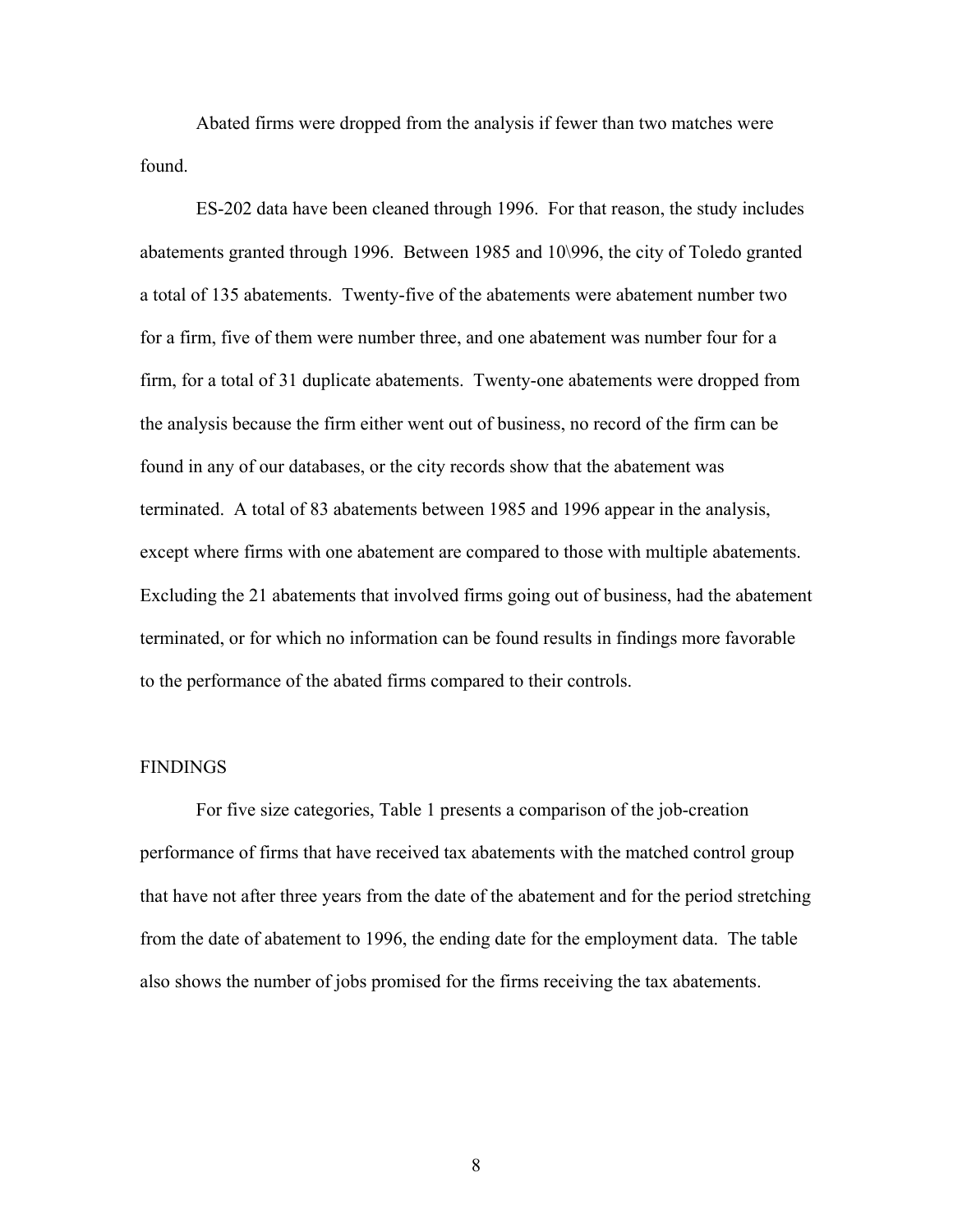Abated firms were dropped from the analysis if fewer than two matches were found.

ES-202 data have been cleaned through 1996. For that reason, the study includes abatements granted through 1996. Between 1985 and 10\996, the city of Toledo granted a total of 135 abatements. Twenty-five of the abatements were abatement number two for a firm, five of them were number three, and one abatement was number four for a firm, for a total of 31 duplicate abatements. Twenty-one abatements were dropped from the analysis because the firm either went out of business, no record of the firm can be found in any of our databases, or the city records show that the abatement was terminated. A total of 83 abatements between 1985 and 1996 appear in the analysis, except where firms with one abatement are compared to those with multiple abatements. Excluding the 21 abatements that involved firms going out of business, had the abatement terminated, or for which no information can be found results in findings more favorable to the performance of the abated firms compared to their controls.

## FINDINGS

For five size categories, Table 1 presents a comparison of the job-creation performance of firms that have received tax abatements with the matched control group that have not after three years from the date of the abatement and for the period stretching from the date of abatement to 1996, the ending date for the employment data. The table also shows the number of jobs promised for the firms receiving the tax abatements.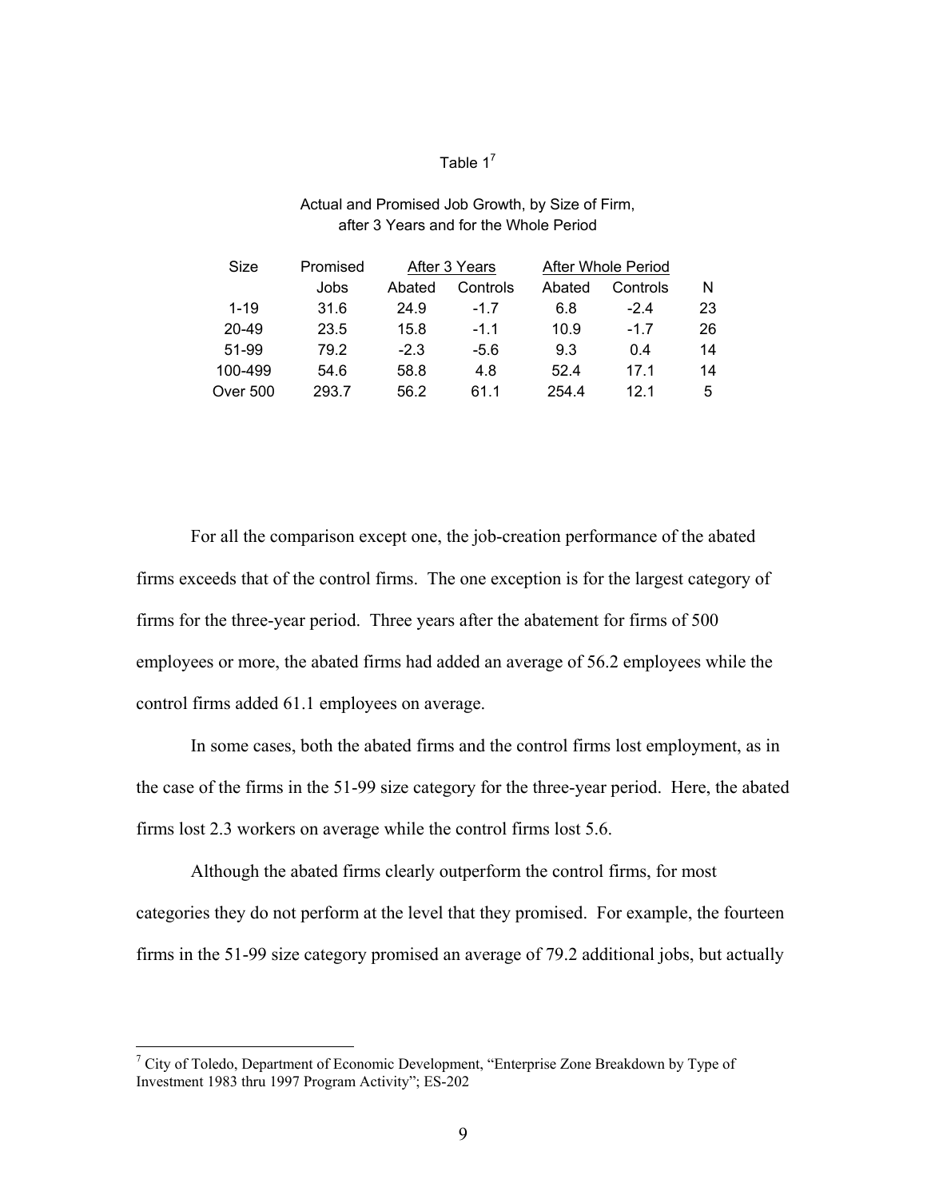Table 1[7]

Actual and Promised Job Growth, by Size of Firm, after 3 Years and for the Whole Period

| Size | Promised | After 3 Years | | After Whole Period | | |
|---|---|---|---|---|---|---|
| | Jobs | Abated | Controls | Abated | Controls | N |
| 1-19 | 31.6 | 24.9 | -1.7 | 6.8 | -2.4 | 23 |
| 20-49 | 23.5 | 15.8 | -1.1 | 10.9 | -1.7 | 26 |
| 51-99 | 79.2 | -2.3 | -5.6 | 9.3 | 0.4 | 14 |
| 100-499 | 54.6 | 58.8 | 4.8 | 52.4 | 17.1 | 14 |
| Over 500 | 293.7 | 56.2 | 61.1 | 254.4 | 12.1 | 5 |

For all the comparison except one, the job-creation performance of the abated firms exceeds that of the control firms. The one exception is for the largest category of firms for the three-year period. Three years after the abatement for firms of 500 employees or more, the abated firms had added an average of 56.2 employees while the control firms added 61.1 employees on average.

In some cases, both the abated firms and the control firms lost employment, as in the case of the firms in the 51-99 size category for the three-year period. Here, the abated firms lost 2.3 workers on average while the control firms lost 5.6.

Although the abated firms clearly outperform the control firms, for most categories they do not perform at the level that they promised. For example, the fourteen firms in the 51-99 size category promised an average of 79.2 additional jobs, but actually

[7] City of Toledo, Department of Economic Development, "Enterprise Zone Breakdown by Type of Investment 1983 thru 1997 Program Activity"; ES-202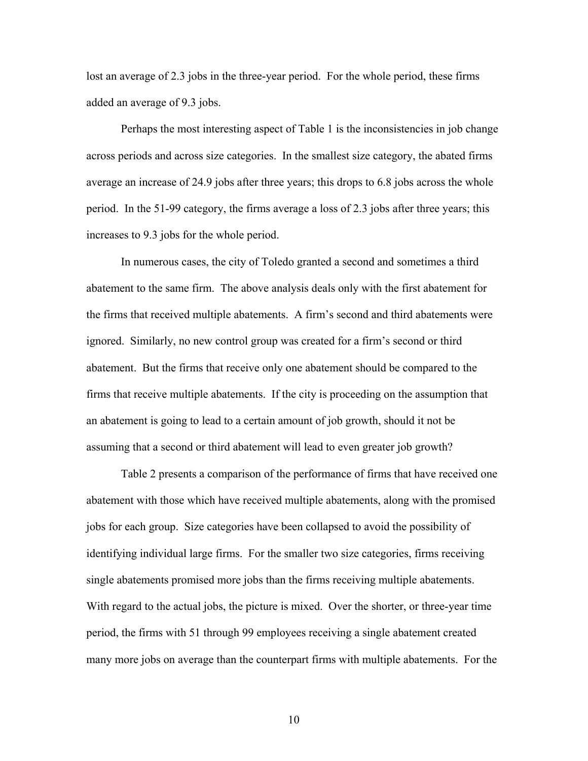lost an average of 2.3 jobs in the three-year period. For the whole period, these firms added an average of 9.3 jobs.

Perhaps the most interesting aspect of Table 1 is the inconsistencies in job change across periods and across size categories. In the smallest size category, the abated firms average an increase of 24.9 jobs after three years; this drops to 6.8 jobs across the whole period. In the 51-99 category, the firms average a loss of 2.3 jobs after three years; this increases to 9.3 jobs for the whole period.

In numerous cases, the city of Toledo granted a second and sometimes a third abatement to the same firm. The above analysis deals only with the first abatement for the firms that received multiple abatements. A firm's second and third abatements were ignored. Similarly, no new control group was created for a firm's second or third abatement. But the firms that receive only one abatement should be compared to the firms that receive multiple abatements. If the city is proceeding on the assumption that an abatement is going to lead to a certain amount of job growth, should it not be assuming that a second or third abatement will lead to even greater job growth?

Table 2 presents a comparison of the performance of firms that have received one abatement with those which have received multiple abatements, along with the promised jobs for each group. Size categories have been collapsed to avoid the possibility of identifying individual large firms. For the smaller two size categories, firms receiving single abatements promised more jobs than the firms receiving multiple abatements. With regard to the actual jobs, the picture is mixed. Over the shorter, or three-year time period, the firms with 51 through 99 employees receiving a single abatement created many more jobs on average than the counterpart firms with multiple abatements. For the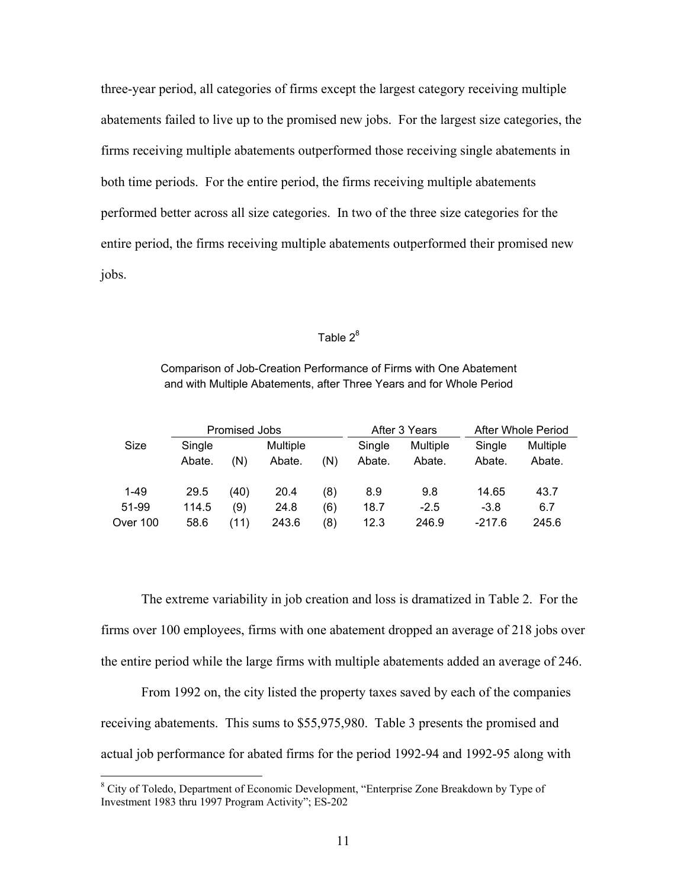three-year period, all categories of firms except the largest category receiving multiple abatements failed to live up to the promised new jobs. For the largest size categories, the firms receiving multiple abatements outperformed those receiving single abatements in both time periods. For the entire period, the firms receiving multiple abatements performed better across all size categories. In two of the three size categories for the entire period, the firms receiving multiple abatements outperformed their promised new jobs.

Table 2[8]

Comparison of Job-Creation Performance of Firms with One Abatement and with Multiple Abatements, after Three Years and for Whole Period

| Size | Promised Jobs | | | | After 3 Years | | After Whole Period | |
|---|---|---|---|---|---|---|---|---|
| | Single Abate. | (N) | Multiple Abate. | (N) | Single Abate. | Multiple Abate. | Single Abate. | Multiple Abate. |
| 1-49 | 29.5 | (40) | 20.4 | (8) | 8.9 | 9.8 | 14.65 | 43.7 |
| 51-99 | 114.5 | (9) | 24.8 | (6) | 18.7 | -2.5 | -3.8 | 6.7 |
| Over 100 | 58.6 | (11) | 243.6 | (8) | 12.3 | 246.9 | -217.6 | 245.6 |

The extreme variability in job creation and loss is dramatized in Table 2. For the firms over 100 employees, firms with one abatement dropped an average of 218 jobs over the entire period while the large firms with multiple abatements added an average of 246.

From 1992 on, the city listed the property taxes saved by each of the companies receiving abatements. This sums to $55,975,980. Table 3 presents the promised and actual job performance for abated firms for the period 1992-94 and 1992-95 along with

[8] City of Toledo, Department of Economic Development, "Enterprise Zone Breakdown by Type of Investment 1983 thru 1997 Program Activity"; ES-202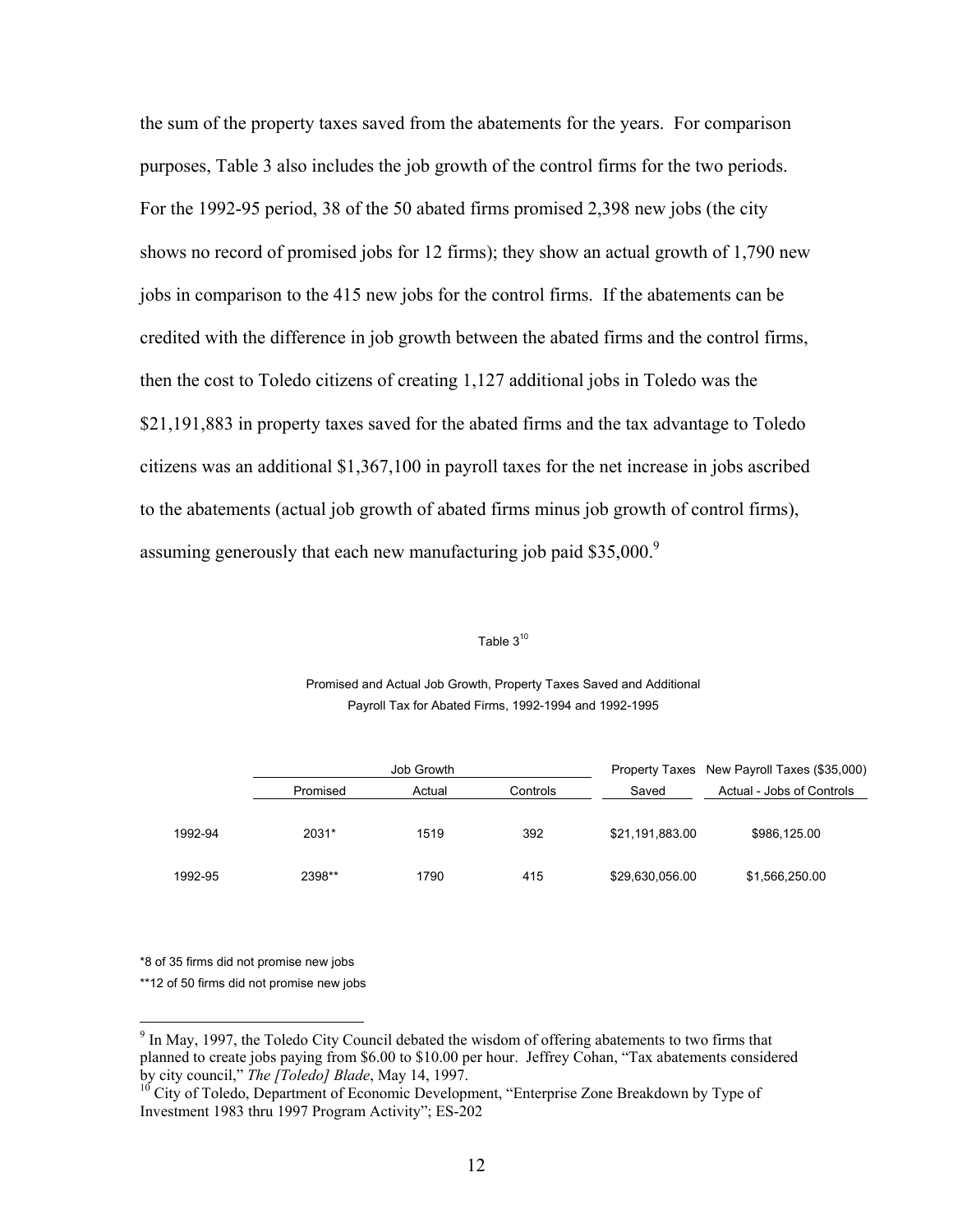the sum of the property taxes saved from the abatements for the years. For comparison purposes, Table 3 also includes the job growth of the control firms for the two periods. For the 1992-95 period, 38 of the 50 abated firms promised 2,398 new jobs (the city shows no record of promised jobs for 12 firms); they show an actual growth of 1,790 new jobs in comparison to the 415 new jobs for the control firms. If the abatements can be credited with the difference in job growth between the abated firms and the control firms, then the cost to Toledo citizens of creating 1,127 additional jobs in Toledo was the $21,191,883 in property taxes saved for the abated firms and the tax advantage to Toledo citizens was an additional $1,367,100 in payroll taxes for the net increase in jobs ascribed to the abatements (actual job growth of abated firms minus job growth of control firms), assuming generously that each new manufacturing job paid $35,000.[9]

Table 3[10]

Promised and Actual Job Growth, Property Taxes Saved and Additional Payroll Tax for Abated Firms, 1992-1994 and 1992-1995

| | Job Growth | | | Property Taxes | New Payroll Taxes ($35,000) |
|---|---|---|---|---|---|
| | Promised | Actual | Controls | Saved | Actual - Jobs of Controls |
| 1992-94 | 2031* | 1519 | 392 | $21,191,883.00 | $986,125.00 |
| 1992-95 | 2398** | 1790 | 415 | $29,630,056.00 | $1,566,250.00 |

*8 of 35 firms did not promise new jobs

**12 of 50 firms did not promise new jobs

---

[9] In May, 1997, the Toledo City Council debated the wisdom of offering abatements to two firms that planned to create jobs paying from $6.00 to $10.00 per hour. Jeffrey Cohan, "Tax abatements considered by city council," *The [Toledo] Blade*, May 14, 1997.

[10] City of Toledo, Department of Economic Development, "Enterprise Zone Breakdown by Type of Investment 1983 thru 1997 Program Activity"; ES-202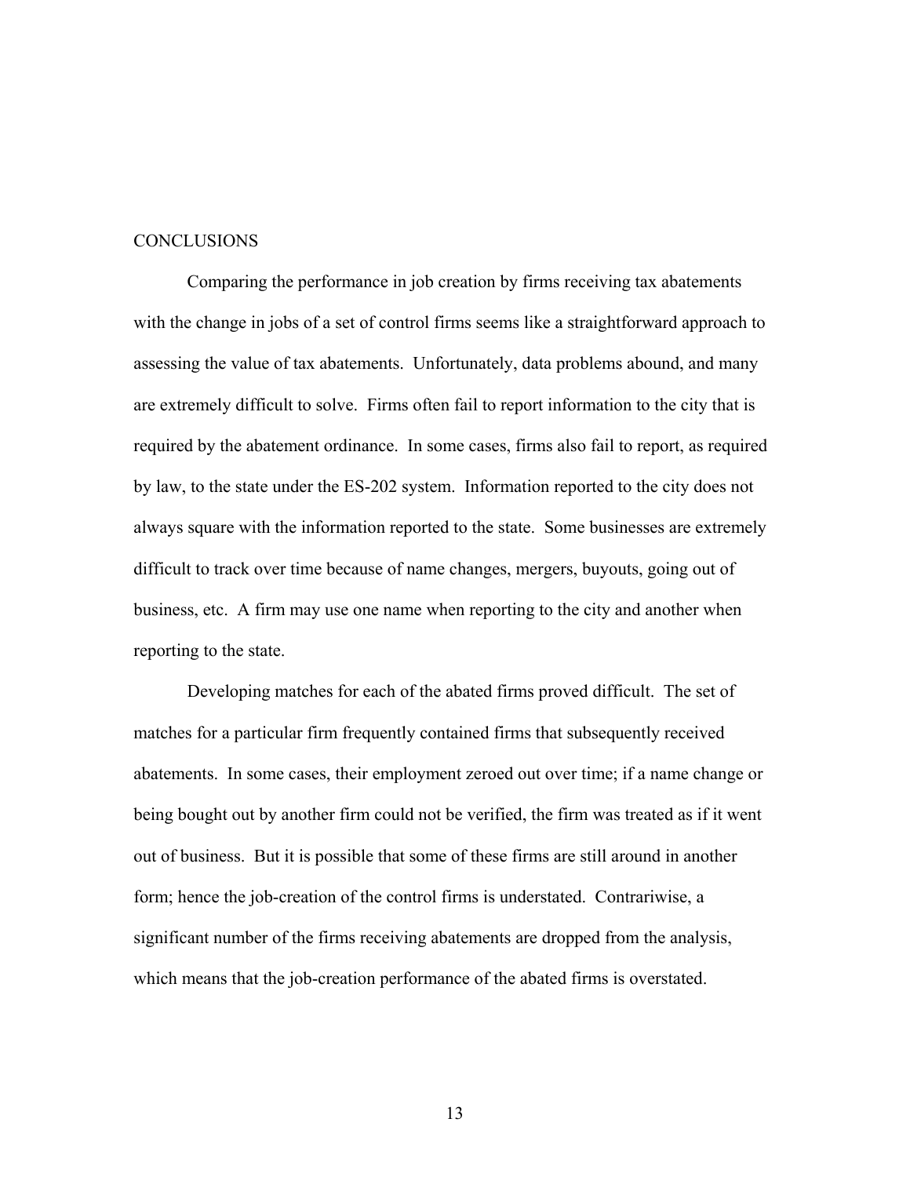## CONCLUSIONS

Comparing the performance in job creation by firms receiving tax abatements with the change in jobs of a set of control firms seems like a straightforward approach to assessing the value of tax abatements. Unfortunately, data problems abound, and many are extremely difficult to solve. Firms often fail to report information to the city that is required by the abatement ordinance. In some cases, firms also fail to report, as required by law, to the state under the ES-202 system. Information reported to the city does not always square with the information reported to the state. Some businesses are extremely difficult to track over time because of name changes, mergers, buyouts, going out of business, etc. A firm may use one name when reporting to the city and another when reporting to the state.

Developing matches for each of the abated firms proved difficult. The set of matches for a particular firm frequently contained firms that subsequently received abatements. In some cases, their employment zeroed out over time; if a name change or being bought out by another firm could not be verified, the firm was treated as if it went out of business. But it is possible that some of these firms are still around in another form; hence the job-creation of the control firms is understated. Contrariwise, a significant number of the firms receiving abatements are dropped from the analysis, which means that the job-creation performance of the abated firms is overstated.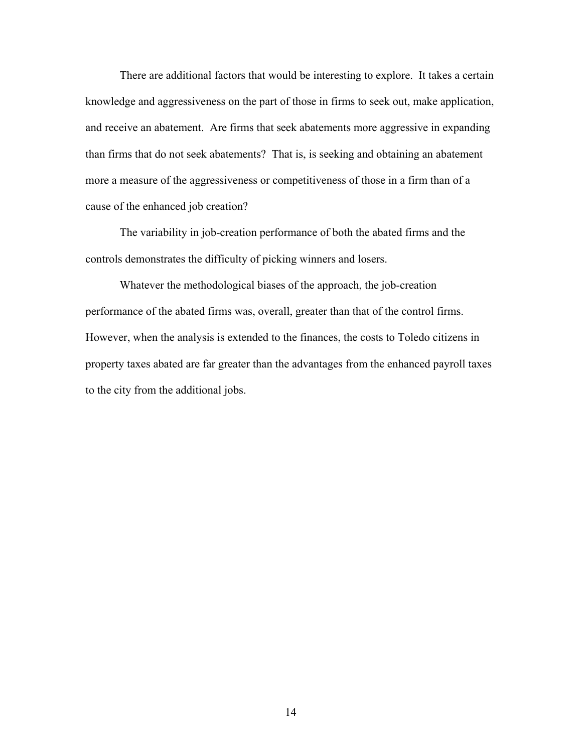There are additional factors that would be interesting to explore. It takes a certain knowledge and aggressiveness on the part of those in firms to seek out, make application, and receive an abatement. Are firms that seek abatements more aggressive in expanding than firms that do not seek abatements? That is, is seeking and obtaining an abatement more a measure of the aggressiveness or competitiveness of those in a firm than of a cause of the enhanced job creation?

The variability in job-creation performance of both the abated firms and the controls demonstrates the difficulty of picking winners and losers.

Whatever the methodological biases of the approach, the job-creation performance of the abated firms was, overall, greater than that of the control firms. However, when the analysis is extended to the finances, the costs to Toledo citizens in property taxes abated are far greater than the advantages from the enhanced payroll taxes to the city from the additional jobs.